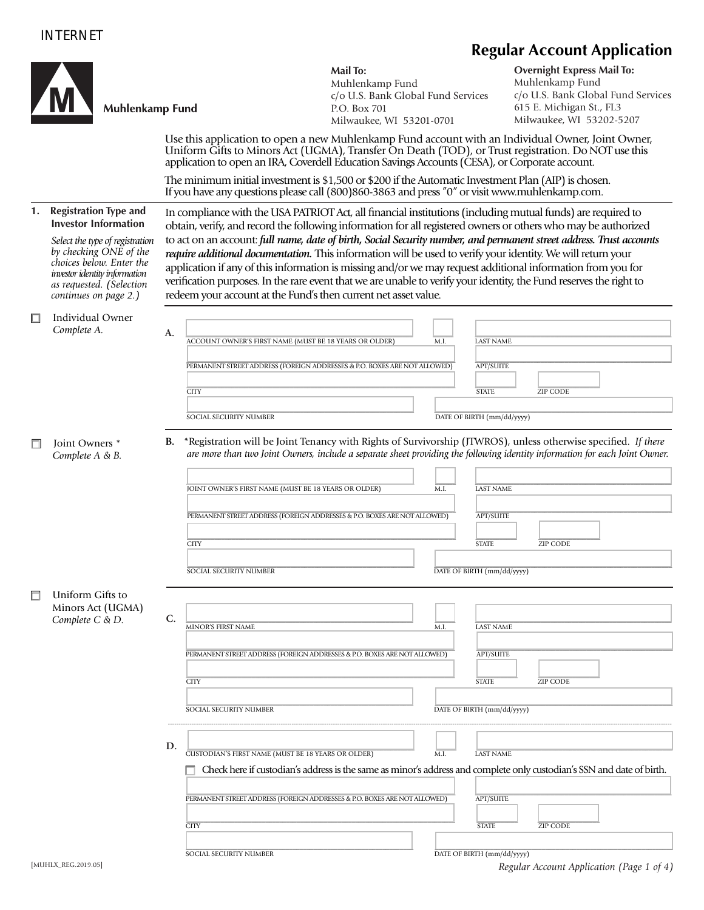INTERNET

# Regular Account Application

**Muhlenkamp Fund**

**Mail To:**
Muhlenkamp Fund
c/o U.S. Bank Global Fund Services
P.O. Box 701
Milwaukee, WI 53201-0701

**Overnight Express Mail To:**
Muhlenkamp Fund
c/o U.S. Bank Global Fund Services
615 E. Michigan St., FL3
Milwaukee, WI 53202-5207

Use this application to open a new Muhlenkamp Fund account with an Individual Owner, Joint Owner, Uniform Gifts to Minors Act (UGMA), Transfer On Death (TOD), or Trust registration. Do NOT use this application to open an IRA, Coverdell Education Savings Accounts (CESA), or Corporate account.

The minimum initial investment is $1,500 or $200 if the Automatic Investment Plan (AIP) is chosen. If you have any questions please call (800)860-3863 and press "0" or visit www.muhlenkamp.com.

## 1. Registration Type and Investor Information

*Select the type of registration by checking ONE of the choices below. Enter the investor identity information as requested. (Selection continues on page 2.)*

In compliance with the USA PATRIOT Act, all financial institutions (including mutual funds) are required to obtain, verify, and record the following information for all registered owners or others who may be authorized to act on an account: ***full name, date of birth, Social Security number, and permanent street address. Trust accounts require additional documentation.*** This information will be used to verify your identity. We will return your application if any of this information is missing and/or we may request additional information from you for verification purposes. In the rare event that we are unable to verify your identity, the Fund reserves the right to redeem your account at the Fund's then current net asset value.

☐ Individual Owner
*Complete A.*

**A.**

ACCOUNT OWNER'S FIRST NAME (MUST BE 18 YEARS OR OLDER) ______ M.I. ______ LAST NAME ______

PERMANENT STREET ADDRESS (FOREIGN ADDRESSES & P.O. BOXES ARE NOT ALLOWED) ______ APT/SUITE ______

CITY ______ STATE ______ ZIP CODE ______

SOCIAL SECURITY NUMBER ______ DATE OF BIRTH (mm/dd/yyyy) ______

☐ Joint Owners *
*Complete A & B.*

**B.** *Registration will be Joint Tenancy with Rights of Survivorship (JTWROS), unless otherwise specified. *If there are more than two Joint Owners, include a separate sheet providing the following identity information for each Joint Owner.*

JOINT OWNER'S FIRST NAME (MUST BE 18 YEARS OR OLDER) ______ M.I. ______ LAST NAME ______

PERMANENT STREET ADDRESS (FOREIGN ADDRESSES & P.O. BOXES ARE NOT ALLOWED) ______ APT/SUITE ______

CITY ______ STATE ______ ZIP CODE ______

SOCIAL SECURITY NUMBER ______ DATE OF BIRTH (mm/dd/yyyy) ______

☐ Uniform Gifts to Minors Act (UGMA)
*Complete C & D.*

**C.**

MINOR'S FIRST NAME ______ M.I. ______ LAST NAME ______

PERMANENT STREET ADDRESS (FOREIGN ADDRESSES & P.O. BOXES ARE NOT ALLOWED) ______ APT/SUITE ______

CITY ______ STATE ______ ZIP CODE ______

SOCIAL SECURITY NUMBER ______ DATE OF BIRTH (mm/dd/yyyy) ______

**D.**

CUSTODIAN'S FIRST NAME (MUST BE 18 YEARS OR OLDER) ______ M.I. ______ LAST NAME ______

☐ Check here if custodian's address is the same as minor's address and complete only custodian's SSN and date of birth.

PERMANENT STREET ADDRESS (FOREIGN ADDRESSES & P.O. BOXES ARE NOT ALLOWED) ______ APT/SUITE ______

CITY ______ STATE ______ ZIP CODE ______

SOCIAL SECURITY NUMBER ______ DATE OF BIRTH (mm/dd/yyyy) ______

[MUHLX_REG.2019.05]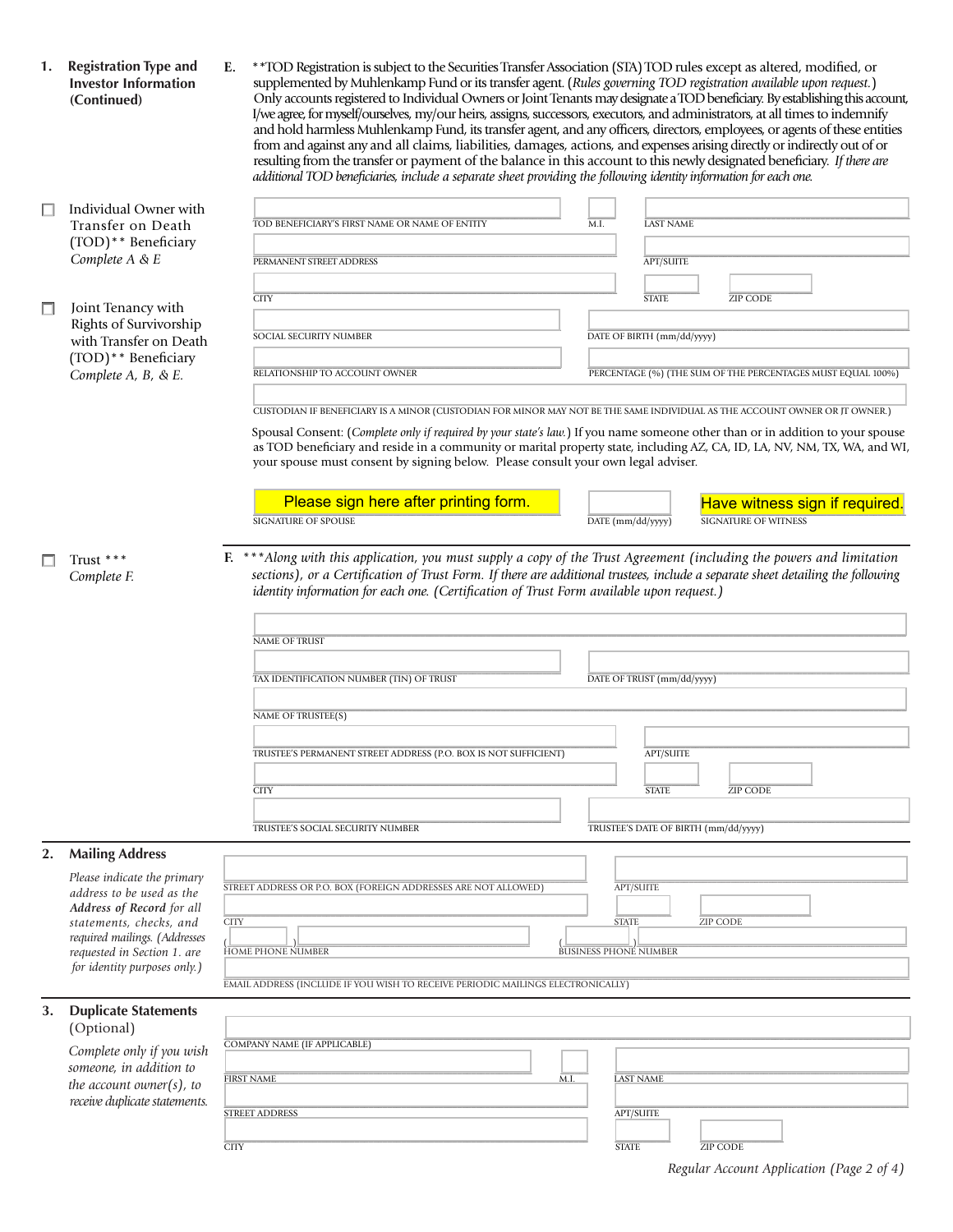## 1. Registration Type and Investor Information (Continued)

**E.** **TOD Registration is subject to the Securities Transfer Association (STA) TOD rules except as altered, modified, or supplemented by Muhlenkamp Fund or its transfer agent. (*Rules governing TOD registration available upon request.*) Only accounts registered to Individual Owners or Joint Tenants may designate a TOD beneficiary. By establishing this account, I/we agree, for myself/ourselves, my/our heirs, assigns, successors, executors, and administrators, at all times to indemnify and hold harmless Muhlenkamp Fund, its transfer agent, and any officers, directors, employees, or agents of these entities from and against any and all claims, liabilities, damages, actions, and expenses arising directly or indirectly out of or resulting from the transfer or payment of the balance in this account to this newly designated beneficiary. *If there are additional TOD beneficiaries, include a separate sheet providing the following identity information for each one.*

☐ Individual Owner with Transfer on Death (TOD)** Beneficiary *Complete A & E*

☐ Joint Tenancy with Rights of Survivorship with Transfer on Death (TOD)** Beneficiary *Complete A, B, & E.*

TOD BENEFICIARY'S FIRST NAME OR NAME OF ENTITY | M.I. | LAST NAME

PERMANENT STREET ADDRESS | APT/SUITE

CITY | STATE | ZIP CODE

SOCIAL SECURITY NUMBER | DATE OF BIRTH (mm/dd/yyyy)

RELATIONSHIP TO ACCOUNT OWNER | PERCENTAGE (%) (THE SUM OF THE PERCENTAGES MUST EQUAL 100%)

CUSTODIAN IF BENEFICIARY IS A MINOR (CUSTODIAN FOR MINOR MAY NOT BE THE SAME INDIVIDUAL AS THE ACCOUNT OWNER OR JT OWNER.)

Spousal Consent: (*Complete only if required by your state's law.*) If you name someone other than or in addition to your spouse as TOD beneficiary and reside in a community or marital property state, including AZ, CA, ID, LA, NV, NM, TX, WA, and WI, your spouse must consent by signing below. Please consult your own legal adviser.

Please sign here after printing form. | | Have witness sign if required.

SIGNATURE OF SPOUSE | DATE (mm/dd/yyyy) | SIGNATURE OF WITNESS

☐ Trust *** *Complete F.*

**F.** ****Along with this application, you must supply a copy of the Trust Agreement (including the powers and limitation sections), or a Certification of Trust Form. If there are additional trustees, include a separate sheet detailing the following identity information for each one. (Certification of Trust Form available upon request.)*

NAME OF TRUST

TAX IDENTIFICATION NUMBER (TIN) OF TRUST | DATE OF TRUST (mm/dd/yyyy)

NAME OF TRUSTEE(S)

TRUSTEE'S PERMANENT STREET ADDRESS (P.O. BOX IS NOT SUFFICIENT) | APT/SUITE

CITY | STATE | ZIP CODE

TRUSTEE'S SOCIAL SECURITY NUMBER | TRUSTEE'S DATE OF BIRTH (mm/dd/yyyy)

## 2. Mailing Address

*Please indicate the primary address to be used as the* ***Address of Record*** *for all statements, checks, and required mailings. (Addresses requested in Section 1. are for identity purposes only.)*

STREET ADDRESS OR P.O. BOX (FOREIGN ADDRESSES ARE NOT ALLOWED) | APT/SUITE

CITY | STATE | ZIP CODE

( ) HOME PHONE NUMBER | ( ) BUSINESS PHONE NUMBER

EMAIL ADDRESS (INCLUDE IF YOU WISH TO RECEIVE PERIODIC MAILINGS ELECTRONICALLY)

## 3. Duplicate Statements (Optional)

*Complete only if you wish someone, in addition to the account owner(s), to receive duplicate statements.*

COMPANY NAME (IF APPLICABLE)

FIRST NAME | M.I. | LAST NAME

STREET ADDRESS | APT/SUITE

CITY | STATE | ZIP CODE

*Regular Account Application (Page 2 of 4)*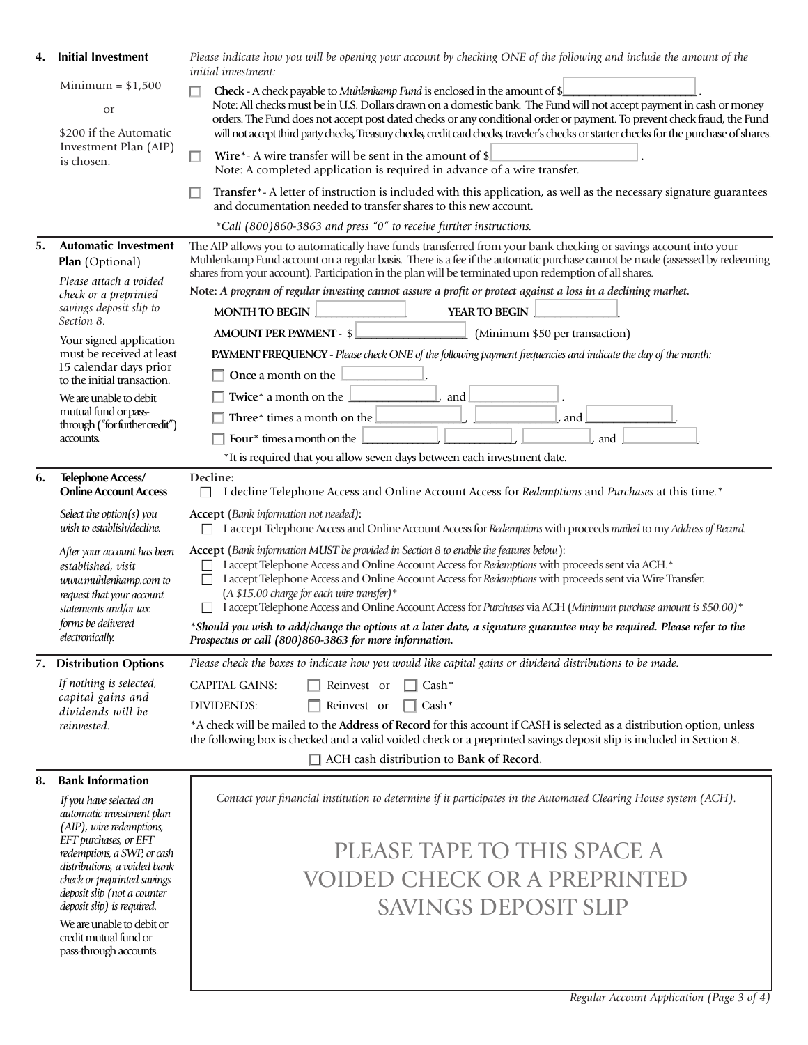## 4. Initial Investment

Minimum = $1,500

or

$200 if the Automatic Investment Plan (AIP) is chosen.

*Please indicate how you will be opening your account by checking ONE of the following and include the amount of the initial investment:*

☐ **Check** - A check payable to *Muhlenkamp Fund* is enclosed in the amount of $\_\_\_\_\_\_\_\_\_\_\_\_\_\_\_\_.
Note: All checks must be in U.S. Dollars drawn on a domestic bank. The Fund will not accept payment in cash or money orders. The Fund does not accept post dated checks or any conditional order or payment. To prevent check fraud, the Fund will not accept third party checks, Treasury checks, credit card checks, traveler's checks or starter checks for the purchase of shares.

☐ **Wire**\*- A wire transfer will be sent in the amount of $\_\_\_\_\_\_\_\_\_\_\_\_\_\_\_\_.
Note: A completed application is required in advance of a wire transfer.

☐ **Transfer**\*- A letter of instruction is included with this application, as well as the necessary signature guarantees and documentation needed to transfer shares to this new account.

*\*Call (800)860-3863 and press "0" to receive further instructions.*

## 5. Automatic Investment Plan (Optional)

*Please attach a voided check or a preprinted savings deposit slip to Section 8.*

Your signed application must be received at least 15 calendar days prior to the initial transaction.

We are unable to debit mutual fund or pass-through ("for further credit") accounts.

The AIP allows you to automatically have funds transferred from your bank checking or savings account into your Muhlenkamp Fund account on a regular basis. There is a fee if the automatic purchase cannot be made (assessed by redeeming shares from your account). Participation in the plan will be terminated upon redemption of all shares.

**Note:** ***A program of regular investing cannot assure a profit or protect against a loss in a declining market.***

**MONTH TO BEGIN** \_\_\_\_\_\_\_\_\_\_ **YEAR TO BEGIN** \_\_\_\_\_\_\_\_\_\_

**AMOUNT PER PAYMENT** - $\_\_\_\_\_\_\_\_\_\_ (Minimum $50 per transaction)

**PAYMENT FREQUENCY** - *Please check ONE of the following payment frequencies and indicate the day of the month:*

☐ **Once** a month on the \_\_\_\_\_\_\_\_.

☐ **Twice**\* a month on the \_\_\_\_\_\_\_\_, and \_\_\_\_\_\_\_\_.

☐ **Three**\* times a month on the \_\_\_\_\_\_\_\_, \_\_\_\_\_\_\_\_, and \_\_\_\_\_\_\_\_.

☐ **Four**\* times a month on the \_\_\_\_\_\_\_\_, \_\_\_\_\_\_\_\_, \_\_\_\_\_\_\_\_, and \_\_\_\_\_\_\_\_.

\*It is required that you allow seven days between each investment date.

## 6. Telephone Access/ Online Account Access

*Select the option(s) you wish to establish/decline.*

*After your account has been established, visit www.muhlenkamp.com to request that your account statements and/or tax forms be delivered electronically.*

**Decline:**

☐ I decline Telephone Access and Online Account Access for *Redemptions* and *Purchases* at this time.\*

**Accept** (*Bank information not needed*)**:**

☐ I accept Telephone Access and Online Account Access for *Redemptions* with proceeds *mailed* to my *Address of Record.*

**Accept** (*Bank information **MUST** be provided in Section 8 to enable the features below.*):

☐ I accept Telephone Access and Online Account Access for *Redemptions* with proceeds sent via ACH.\*

☐ I accept Telephone Access and Online Account Access for *Redemptions* with proceeds sent via Wire Transfer. (*A $15.00 charge for each wire transfer*)\*

☐ I accept Telephone Access and Online Account Access for *Purchases* via ACH (*Minimum purchase amount is $50.00*)\*

*\***Should you wish to add/change the options at a later date, a signature guarantee may be required. Please refer to the Prospectus or call (800)860-3863 for more information.***

## 7. Distribution Options

*If nothing is selected, capital gains and dividends will be reinvested.*

*Please check the boxes to indicate how you would like capital gains or dividend distributions to be made.*

CAPITAL GAINS: ☐ Reinvest or ☐ Cash\*

DIVIDENDS: ☐ Reinvest or ☐ Cash\*

\*A check will be mailed to the **Address of Record** for this account if CASH is selected as a distribution option, unless the following box is checked and a valid voided check or a preprinted savings deposit slip is included in Section 8.

☐ ACH cash distribution to **Bank of Record**.

## 8. Bank Information

*If you have selected an automatic investment plan (AIP), wire redemptions, EFT purchases, or EFT redemptions, a SWP, or cash distributions, a voided bank check or preprinted savings deposit slip (not a counter deposit slip) is required.*

We are unable to debit or credit mutual fund or pass-through accounts.

*Contact your financial institution to determine if it participates in the Automated Clearing House system (ACH).*

PLEASE TAPE TO THIS SPACE A VOIDED CHECK OR A PREPRINTED SAVINGS DEPOSIT SLIP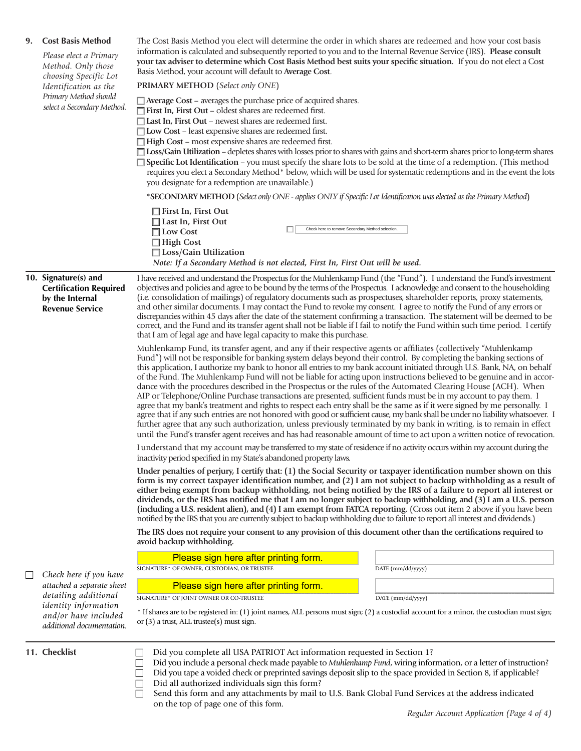## 9. Cost Basis Method

*Please elect a Primary Method. Only those choosing Specific Lot Identification as the Primary Method should select a Secondary Method.*

The Cost Basis Method you elect will determine the order in which shares are redeemed and how your cost basis information is calculated and subsequently reported to you and to the Internal Revenue Service (IRS). **Please consult your tax adviser to determine which Cost Basis Method best suits your specific situation.** If you do not elect a Cost Basis Method, your account will default to **Average Cost**.

**PRIMARY METHOD** (*Select only ONE*)

- ☐ **Average Cost** – averages the purchase price of acquired shares.
- ☐ **First In, First Out** – oldest shares are redeemed first.
- ☐ **Last In, First Out** – newest shares are redeemed first.
- ☐ **Low Cost** – least expensive shares are redeemed first.
- ☐ **High Cost** – most expensive shares are redeemed first.
- ☐ **Loss/Gain Utilization** – depletes shares with losses prior to shares with gains and short-term shares prior to long-term shares
- ☐ **Specific Lot Identification** – you must specify the share lots to be sold at the time of a redemption. (This method requires you elect a Secondary Method* below, which will be used for systematic redemptions and in the event the lots you designate for a redemption are unavailable.)

*__SECONDARY METHOD__ (*Select only ONE - applies ONLY if Specific Lot Identification was elected as the Primary Method*)

- ☐ **First In, First Out**
- ☐ **Last In, First Out**
- ☐ **Low Cost**
- ☐ **High Cost**
- ☐ **Loss/Gain Utilization**

☐ Check here to remove Secondary Method selection.

***Note: If a Secondary Method is not elected, First In, First Out will be used.***

## 10. Signature(s) and Certification Required by the Internal Revenue Service

I have received and understand the Prospectus for the Muhlenkamp Fund (the "Fund"). I understand the Fund's investment objectives and policies and agree to be bound by the terms of the Prospectus. I acknowledge and consent to the householding (i.e. consolidation of mailings) of regulatory documents such as prospectuses, shareholder reports, proxy statements, and other similar documents. I may contact the Fund to revoke my consent. I agree to notify the Fund of any errors or discrepancies within 45 days after the date of the statement confirming a transaction. The statement will be deemed to be correct, and the Fund and its transfer agent shall not be liable if I fail to notify the Fund within such time period. I certify that I am of legal age and have legal capacity to make this purchase.

Muhlenkamp Fund, its transfer agent, and any if their respective agents or affiliates (collectively "Muhlenkamp Fund") will not be responsible for banking system delays beyond their control. By completing the banking sections of this application, I authorize my bank to honor all entries to my bank account initiated through U.S. Bank, NA, on behalf of the Fund. The Muhlenkamp Fund will not be liable for acting upon instructions believed to be genuine and in accordance with the procedures described in the Prospectus or the rules of the Automated Clearing House (ACH). When AIP or Telephone/Online Purchase transactions are presented, sufficient funds must be in my account to pay them. I agree that my bank's treatment and rights to respect each entry shall be the same as if it were signed by me personally. I agree that if any such entries are not honored with good or sufficient cause, my bank shall be under no liability whatsoever. I further agree that any such authorization, unless previously terminated by my bank in writing, is to remain in effect until the Fund's transfer agent receives and has had reasonable amount of time to act upon a written notice of revocation.

I understand that my account may be transferred to my state of residence if no activity occurs within my account during the inactivity period specified in my State's abandoned property laws.

**Under penalties of perjury, I certify that: (1) the Social Security or taxpayer identification number shown on this form is my correct taxpayer identification number, and (2) I am not subject to backup withholding as a result of either being exempt from backup withholding, not being notified by the IRS of a failure to report all interest or dividends, or the IRS has notified me that I am no longer subject to backup withholding, and (3) I am a U.S. person (including a U.S. resident alien), and (4) I am exempt from FATCA reporting.** (Cross out item 2 above if you have been notified by the IRS that you are currently subject to backup withholding due to failure to report all interest and dividends.)

**The IRS does not require your consent to any provision of this document other than the certifications required to avoid backup withholding.**

Please sign here after printing form.
SIGNATURE* OF OWNER, CUSTODIAN, OR TRUSTEE | DATE (mm/dd/yyyy)

Please sign here after printing form.
SIGNATURE* OF JOINT OWNER OR CO-TRUSTEE | DATE (mm/dd/yyyy)

☐ *Check here if you have attached a separate sheet detailing additional identity information and/or have included additional documentation.*

\* If shares are to be registered in: (1) joint names, ALL persons must sign; (2) a custodial account for a minor, the custodian must sign; or (3) a trust, ALL trustee(s) must sign.

## 11. Checklist

- ☐ Did you complete all USA PATRIOT Act information requested in Section 1?
- ☐ Did you include a personal check made payable to *Muhlenkamp Fund*, wiring information, or a letter of instruction?
- ☐ Did you tape a voided check or preprinted savings deposit slip to the space provided in Section 8, if applicable?
- ☐ Did all authorized individuals sign this form?
- ☐ Send this form and any attachments by mail to U.S. Bank Global Fund Services at the address indicated on the top of page one of this form.